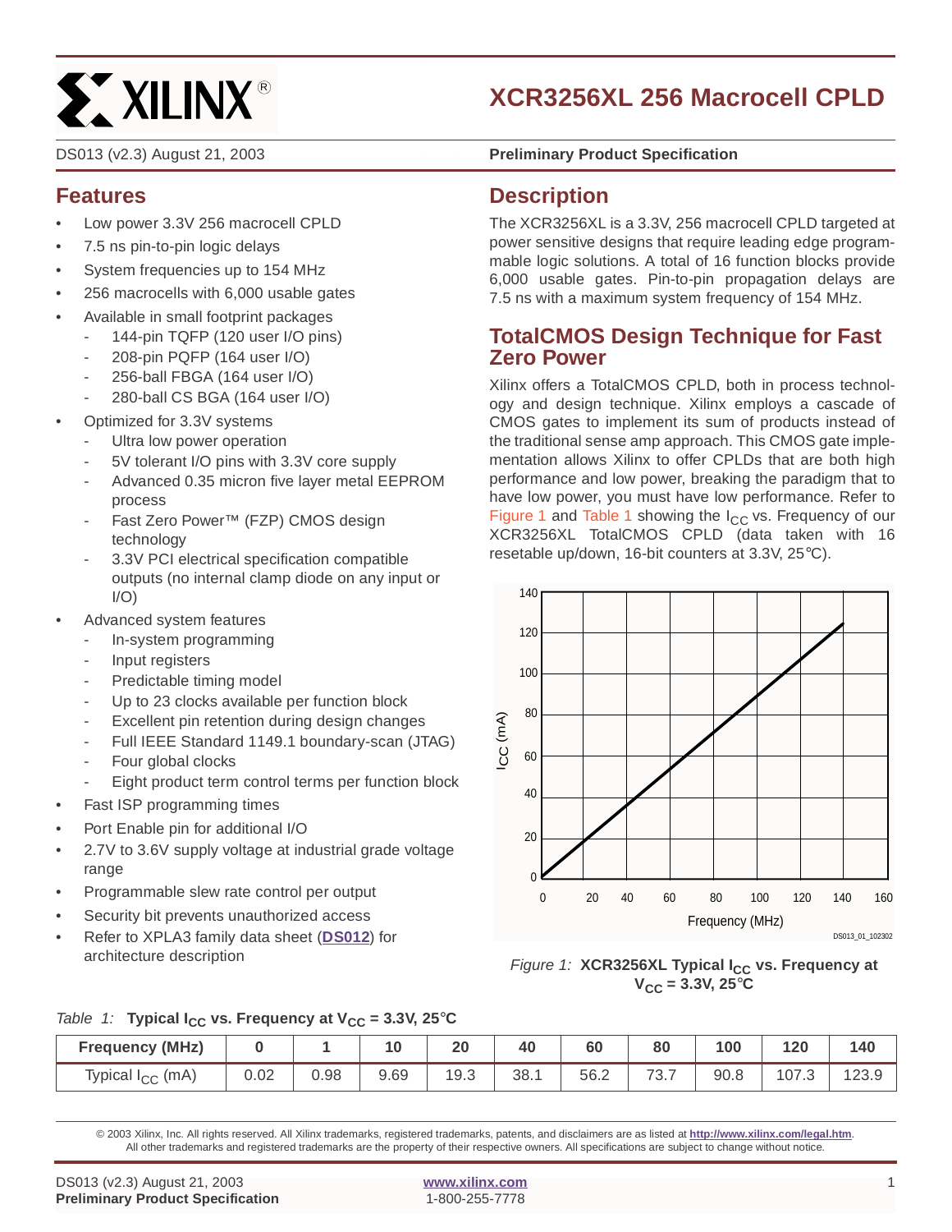# XCR3256XL 256 Macrocell CPLD

DS013 (v2.3) August 21, 2003

**Preliminary Product Specification**

## Features

- Low power 3.3V 256 macrocell CPLD
- 7.5 ns pin-to-pin logic delays
- System frequencies up to 154 MHz
- 256 macrocells with 6,000 usable gates
- Available in small footprint packages
  - 144-pin TQFP (120 user I/O pins)
  - 208-pin PQFP (164 user I/O)
  - 256-ball FBGA (164 user I/O)
  - 280-ball CS BGA (164 user I/O)
- Optimized for 3.3V systems
  - Ultra low power operation
  - 5V tolerant I/O pins with 3.3V core supply
  - Advanced 0.35 micron five layer metal EEPROM process
  - Fast Zero Power™ (FZP) CMOS design technology
  - 3.3V PCI electrical specification compatible outputs (no internal clamp diode on any input or I/O)
- Advanced system features
  - In-system programming
  - Input registers
  - Predictable timing model
  - Up to 23 clocks available per function block
  - Excellent pin retention during design changes
  - Full IEEE Standard 1149.1 boundary-scan (JTAG)
  - Four global clocks
  - Eight product term control terms per function block
- Fast ISP programming times
- Port Enable pin for additional I/O
- 2.7V to 3.6V supply voltage at industrial grade voltage range
- Programmable slew rate control per output
- Security bit prevents unauthorized access
- Refer to XPLA3 family data sheet (**DS012**) for architecture description

## Description

The XCR3256XL is a 3.3V, 256 macrocell CPLD targeted at power sensitive designs that require leading edge programmable logic solutions. A total of 16 function blocks provide 6,000 usable gates. Pin-to-pin propagation delays are 7.5 ns with a maximum system frequency of 154 MHz.

## TotalCMOS Design Technique for Fast Zero Power

Xilinx offers a TotalCMOS CPLD, both in process technology and design technique. Xilinx employs a cascade of CMOS gates to implement its sum of products instead of the traditional sense amp approach. This CMOS gate implementation allows Xilinx to offer CPLDs that are both high performance and low power, breaking the paradigm that to have low power, you must have low performance. Refer to Figure 1 and Table 1 showing the $I_{CC}$ vs. Frequency of our XCR3256XL TotalCMOS CPLD (data taken with 16 resetable up/down, 16-bit counters at 3.3V, 25°C).

*Figure 1:* **XCR3256XL Typical $I_{CC}$ vs. Frequency at $V_{CC}$ = 3.3V, 25°C**

*Table 1:* **Typical $I_{CC}$ vs. Frequency at $V_{CC}$ = 3.3V, 25°C**

| Frequency (MHz) | 0 | 1 | 10 | 20 | 40 | 60 | 80 | 100 | 120 | 140 |
|---|---|---|---|---|---|---|---|---|---|---|
| Typical $I_{CC}$ (mA) | 0.02 | 0.98 | 9.69 | 19.3 | 38.1 | 56.2 | 73.7 | 90.8 | 107.3 | 123.9 |

© 2003 Xilinx, Inc. All rights reserved. All Xilinx trademarks, registered trademarks, patents, and disclaimers are as listed at **http://www.xilinx.com/legal.htm**. All other trademarks and registered trademarks are the property of their respective owners. All specifications are subject to change without notice.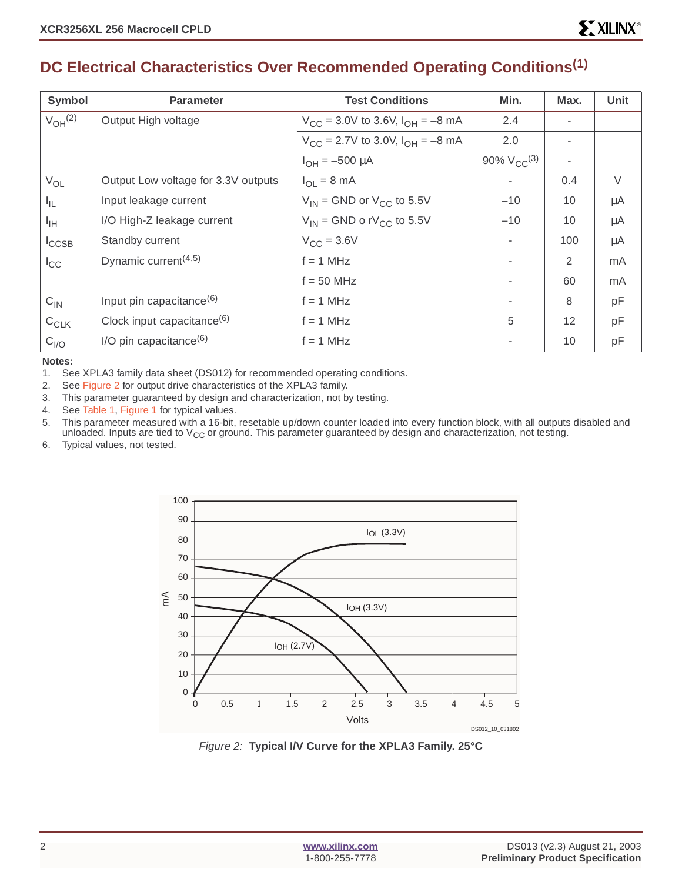## DC Electrical Characteristics Over Recommended Operating Conditions[1]

| Symbol | Parameter | Test Conditions | Min. | Max. | Unit |
|---|---|---|---|---|---|
| $V_{OH}$[2] | Output High voltage | $V_{CC}$ = 3.0V to 3.6V, $I_{OH}$ = –8 mA | 2.4 | - | |
| | | $V_{CC}$ = 2.7V to 3.0V, $I_{OH}$ = –8 mA | 2.0 | - | |
| | | $I_{OH}$ = –500 µA | 90% $V_{CC}$[3] | - | |
| $V_{OL}$ | Output Low voltage for 3.3V outputs | $I_{OL}$ = 8 mA | - | 0.4 | V |
| $I_{IL}$ | Input leakage current | $V_{IN}$ = GND or $V_{CC}$ to 5.5V | –10 | 10 | µA |
| $I_{IH}$ | I/O High-Z leakage current | $V_{IN}$ = GND o r$V_{CC}$ to 5.5V | –10 | 10 | µA |
| $I_{CCSB}$ | Standby current | $V_{CC}$ = 3.6V | - | 100 | µA |
| $I_{CC}$ | Dynamic current[4,5] | f = 1 MHz | - | 2 | mA |
| | | f = 50 MHz | - | 60 | mA |
| $C_{IN}$ | Input pin capacitance[6] | f = 1 MHz | - | 8 | pF |
| $C_{CLK}$ | Clock input capacitance[6] | f = 1 MHz | 5 | 12 | pF |
| $C_{I/O}$ | I/O pin capacitance[6] | f = 1 MHz | - | 10 | pF |

**Notes:**

1. See XPLA3 family data sheet (DS012) for recommended operating conditions.
2. See Figure 2 for output drive characteristics of the XPLA3 family.
3. This parameter guaranteed by design and characterization, not by testing.
4. See Table 1, Figure 1 for typical values.
5. This parameter measured with a 16-bit, resetable up/down counter loaded into every function block, with all outputs disabled and unloaded. Inputs are tied to $V_{CC}$ or ground. This parameter guaranteed by design and characterization, not testing.
6. Typical values, not tested.

*Figure 2:* **Typical I/V Curve for the XPLA3 Family. 25°C**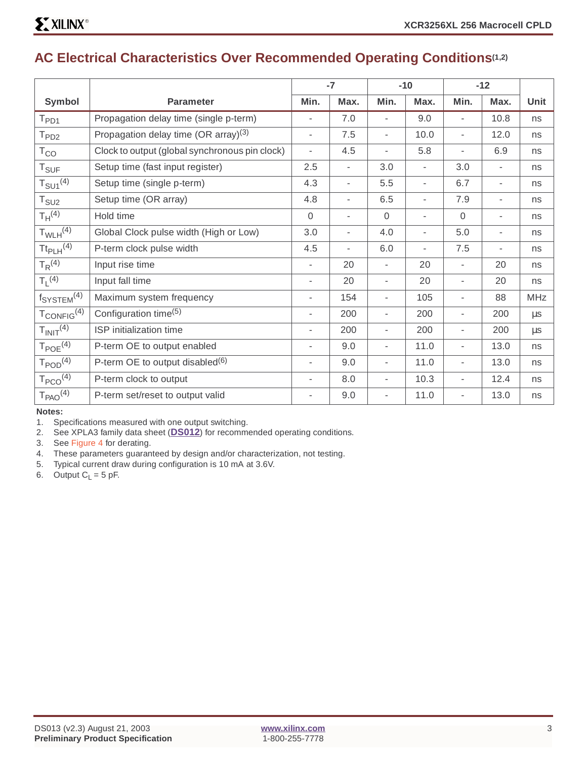## AC Electrical Characteristics Over Recommended Operating Conditions[1,2]

| Symbol | Parameter | -7 | | -10 | | -12 | | Unit |
|---|---|---|---|---|---|---|---|---|
| | | Min. | Max. | Min. | Max. | Min. | Max. | |
| $T_{PD1}$ | Propagation delay time (single p-term) | - | 7.0 | - | 9.0 | - | 10.8 | ns |
| $T_{PD2}$ | Propagation delay time (OR array)[3] | - | 7.5 | - | 10.0 | - | 12.0 | ns |
| $T_{CO}$ | Clock to output (global synchronous pin clock) | - | 4.5 | - | 5.8 | - | 6.9 | ns |
| $T_{SUF}$ | Setup time (fast input register) | 2.5 | - | 3.0 | - | 3.0 | - | ns |
| $T_{SU1}$[4] | Setup time (single p-term) | 4.3 | - | 5.5 | - | 6.7 | - | ns |
| $T_{SU2}$ | Setup time (OR array) | 4.8 | - | 6.5 | - | 7.9 | - | ns |
| $T_H$[4] | Hold time | 0 | - | 0 | - | 0 | - | ns |
| $T_{WLH}$[4] | Global Clock pulse width (High or Low) | 3.0 | - | 4.0 | - | 5.0 | - | ns |
| $Tt_{PLH}$[4] | P-term clock pulse width | 4.5 | - | 6.0 | - | 7.5 | - | ns |
| $T_R$[4] | Input rise time | - | 20 | - | 20 | - | 20 | ns |
| $T_L$[4] | Input fall time | - | 20 | - | 20 | - | 20 | ns |
| $f_{SYSTEM}$[4] | Maximum system frequency | - | 154 | - | 105 | - | 88 | MHz |
| $T_{CONFIG}$[4] | Configuration time[5] | - | 200 | - | 200 | - | 200 | µs |
| $T_{INIT}$[4] | ISP initialization time | - | 200 | - | 200 | - | 200 | µs |
| $T_{POE}$[4] | P-term OE to output enabled | - | 9.0 | - | 11.0 | - | 13.0 | ns |
| $T_{POD}$[4] | P-term OE to output disabled[6] | - | 9.0 | - | 11.0 | - | 13.0 | ns |
| $T_{PCO}$[4] | P-term clock to output | - | 8.0 | - | 10.3 | - | 12.4 | ns |
| $T_{PAO}$[4] | P-term set/reset to output valid | - | 9.0 | - | 11.0 | - | 13.0 | ns |

**Notes:**

1. Specifications measured with one output switching.
2. See XPLA3 family data sheet (**DS012**) for recommended operating conditions.
3. See Figure 4 for derating.
4. These parameters guaranteed by design and/or characterization, not testing.
5. Typical current draw during configuration is 10 mA at 3.6V.
6. Output $C_L$ = 5 pF.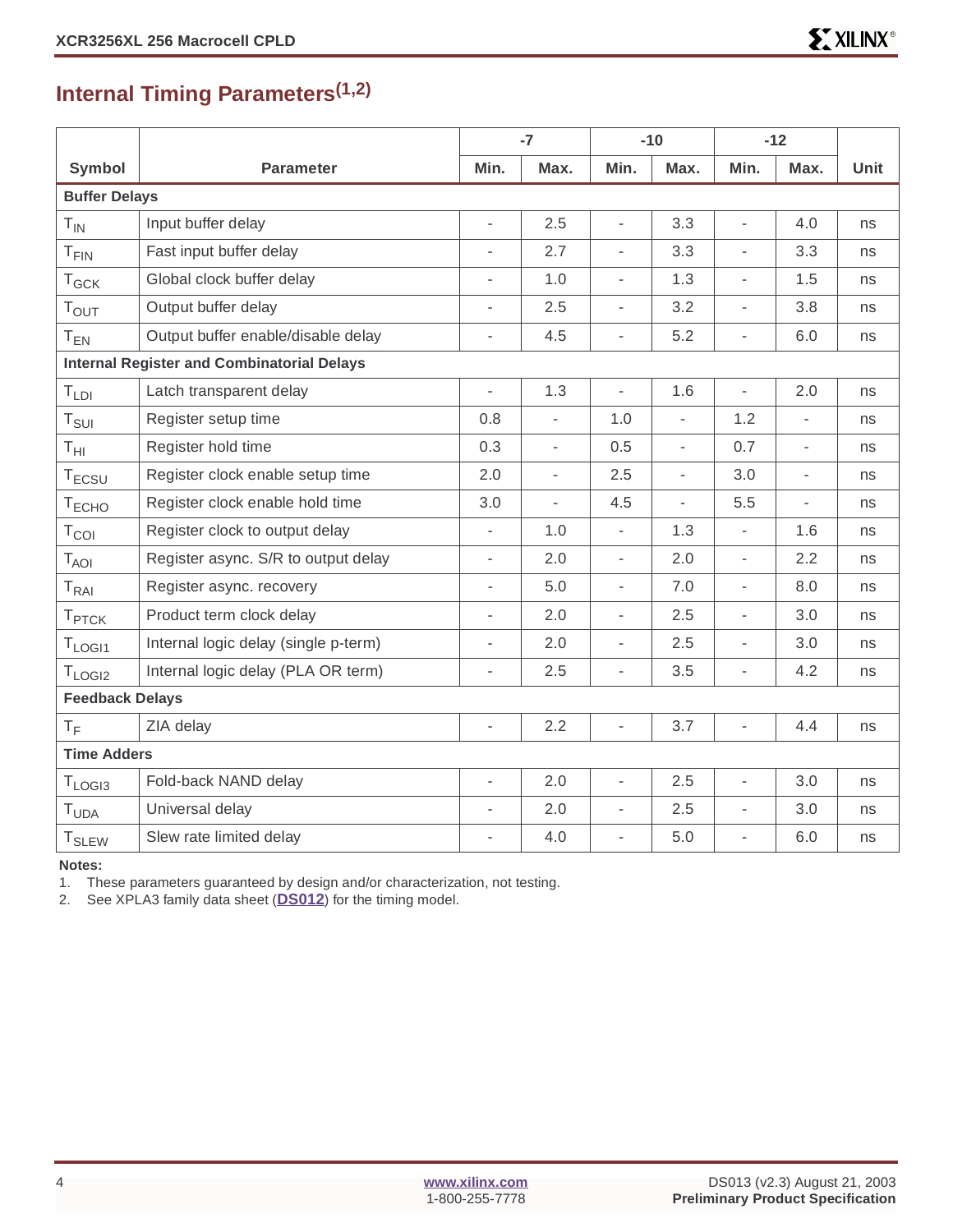## Internal Timing Parameters[1,2]

| Symbol | Parameter | -7 | | -10 | | -12 | | Unit |
|---|---|---|---|---|---|---|---|---|
| | | Min. | Max. | Min. | Max. | Min. | Max. | |
| **Buffer Delays** | | | | | | | | |
| $T_{IN}$ | Input buffer delay | - | 2.5 | - | 3.3 | - | 4.0 | ns |
| $T_{FIN}$ | Fast input buffer delay | - | 2.7 | - | 3.3 | - | 3.3 | ns |
| $T_{GCK}$ | Global clock buffer delay | - | 1.0 | - | 1.3 | - | 1.5 | ns |
| $T_{OUT}$ | Output buffer delay | - | 2.5 | - | 3.2 | - | 3.8 | ns |
| $T_{EN}$ | Output buffer enable/disable delay | - | 4.5 | - | 5.2 | - | 6.0 | ns |
| **Internal Register and Combinatorial Delays** | | | | | | | | |
| $T_{LDI}$ | Latch transparent delay | - | 1.3 | - | 1.6 | - | 2.0 | ns |
| $T_{SUI}$ | Register setup time | 0.8 | - | 1.0 | - | 1.2 | - | ns |
| $T_{HI}$ | Register hold time | 0.3 | - | 0.5 | - | 0.7 | - | ns |
| $T_{ECSU}$ | Register clock enable setup time | 2.0 | - | 2.5 | - | 3.0 | - | ns |
| $T_{ECHO}$ | Register clock enable hold time | 3.0 | - | 4.5 | - | 5.5 | - | ns |
| $T_{COI}$ | Register clock to output delay | - | 1.0 | - | 1.3 | - | 1.6 | ns |
| $T_{AOI}$ | Register async. S/R to output delay | - | 2.0 | - | 2.0 | - | 2.2 | ns |
| $T_{RAI}$ | Register async. recovery | - | 5.0 | - | 7.0 | - | 8.0 | ns |
| $T_{PTCK}$ | Product term clock delay | - | 2.0 | - | 2.5 | - | 3.0 | ns |
| $T_{LOGI1}$ | Internal logic delay (single p-term) | - | 2.0 | - | 2.5 | - | 3.0 | ns |
| $T_{LOGI2}$ | Internal logic delay (PLA OR term) | - | 2.5 | - | 3.5 | - | 4.2 | ns |
| **Feedback Delays** | | | | | | | | |
| $T_F$ | ZIA delay | - | 2.2 | - | 3.7 | - | 4.4 | ns |
| **Time Adders** | | | | | | | | |
| $T_{LOGI3}$ | Fold-back NAND delay | - | 2.0 | - | 2.5 | - | 3.0 | ns |
| $T_{UDA}$ | Universal delay | - | 2.0 | - | 2.5 | - | 3.0 | ns |
| $T_{SLEW}$ | Slew rate limited delay | - | 4.0 | - | 5.0 | - | 6.0 | ns |

**Notes:**
1. These parameters guaranteed by design and/or characterization, not testing.
2. See XPLA3 family data sheet (**DS012**) for the timing model.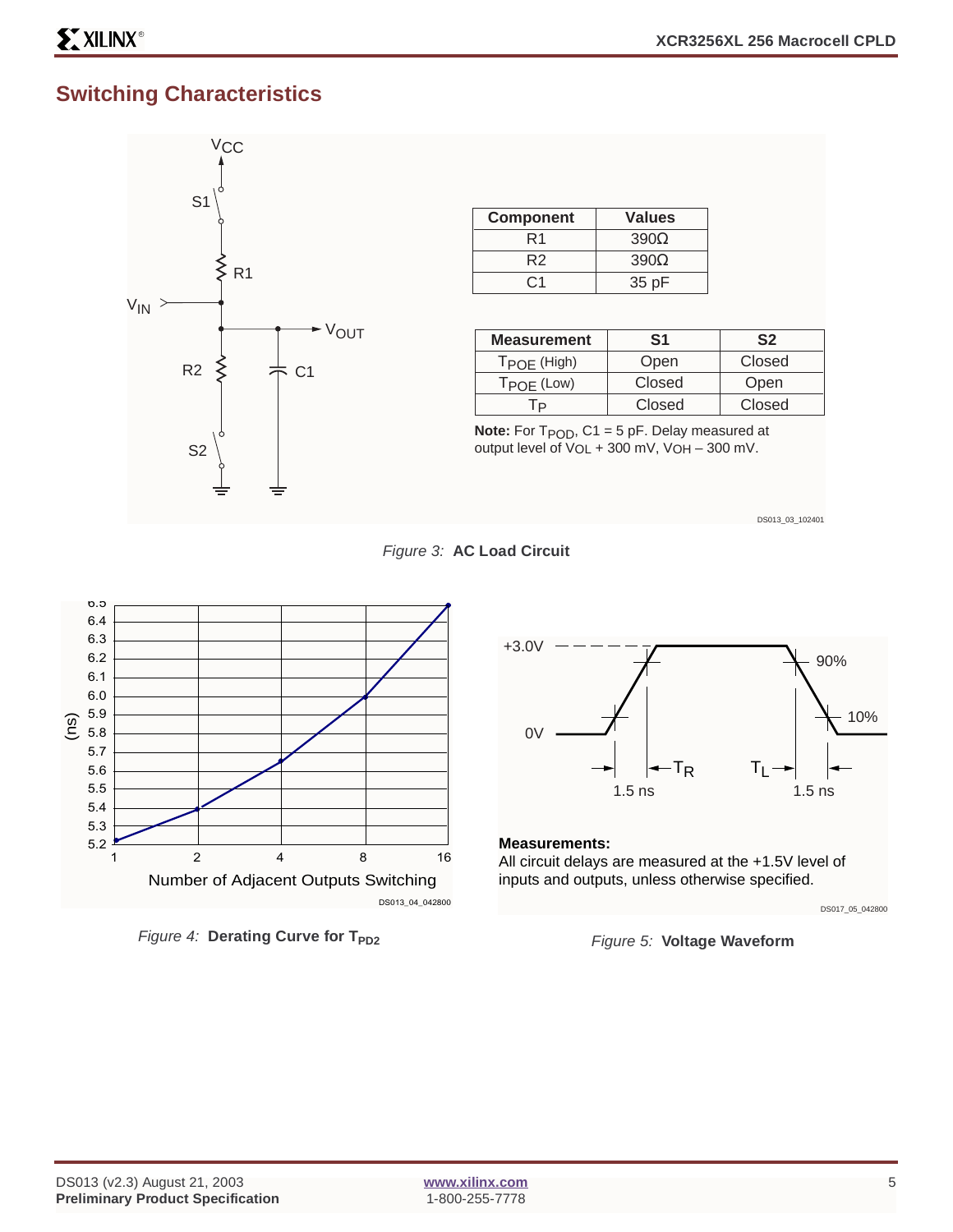## Switching Characteristics

| Component | Values |
|---|---|
| R1 | 390Ω |
| R2 | 390Ω |
| C1 | 35 pF |

| Measurement | S1 | S2 |
|---|---|---|
| $T_{POE}$ (High) | Open | Closed |
| $T_{POE}$ (Low) | Closed | Open |
| $T_P$ | Closed | Closed |

**Note:** For $T_{POD}$, C1 = 5 pF. Delay measured at output level of $V_{OL}$ + 300 mV, $V_{OH}$ – 300 mV.

*Figure 3:* **AC Load Circuit**

*Figure 4:* **Derating Curve for $T_{PD2}$**

**Measurements:**
All circuit delays are measured at the +1.5V level of inputs and outputs, unless otherwise specified.

*Figure 5:* **Voltage Waveform**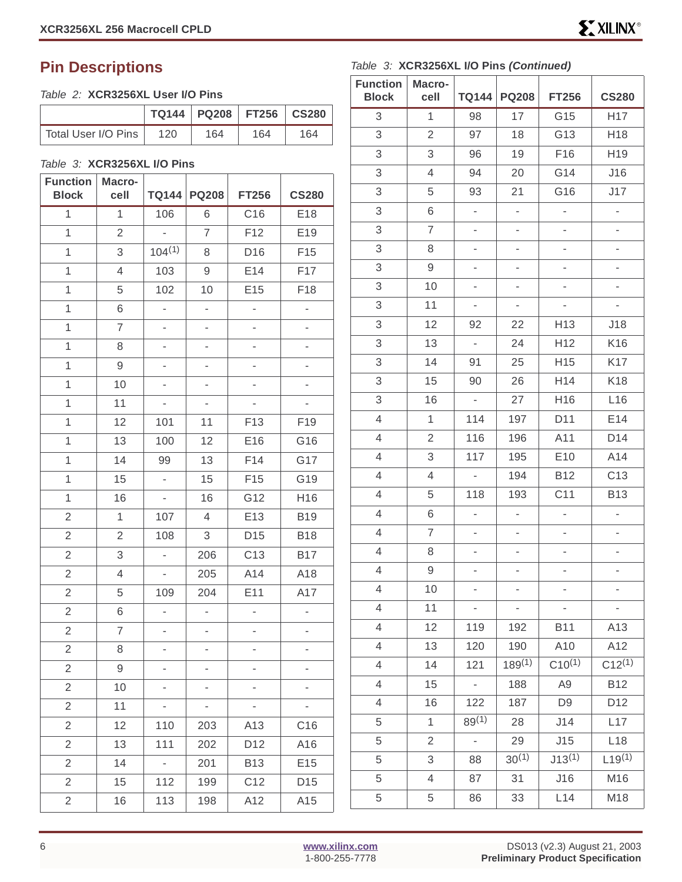## Pin Descriptions

*Table 2:* **XCR3256XL User I/O Pins**

| | TQ144 | PQ208 | FT256 | CS280 |
|---|---|---|---|---|
| Total User I/O Pins | 120 | 164 | 164 | 164 |

*Table 3:* **XCR3256XL I/O Pins**

| Function Block | Macro-cell | TQ144 | PQ208 | FT256 | CS280 |
|---|---|---|---|---|---|
| 1 | 1 | 106 | 6 | C16 | E18 |
| 1 | 2 | - | 7 | F12 | E19 |
| 1 | 3 | 104(1) | 8 | D16 | F15 |
| 1 | 4 | 103 | 9 | E14 | F17 |
| 1 | 5 | 102 | 10 | E15 | F18 |
| 1 | 6 | - | - | - | - |
| 1 | 7 | - | - | - | - |
| 1 | 8 | - | - | - | - |
| 1 | 9 | - | - | - | - |
| 1 | 10 | - | - | - | - |
| 1 | 11 | - | - | - | - |
| 1 | 12 | 101 | 11 | F13 | F19 |
| 1 | 13 | 100 | 12 | E16 | G16 |
| 1 | 14 | 99 | 13 | F14 | G17 |
| 1 | 15 | - | 15 | F15 | G19 |
| 1 | 16 | - | 16 | G12 | H16 |
| 2 | 1 | 107 | 4 | E13 | B19 |
| 2 | 2 | 108 | 3 | D15 | B18 |
| 2 | 3 | - | 206 | C13 | B17 |
| 2 | 4 | - | 205 | A14 | A18 |
| 2 | 5 | 109 | 204 | E11 | A17 |
| 2 | 6 | - | - | - | - |
| 2 | 7 | - | - | - | - |
| 2 | 8 | - | - | - | - |
| 2 | 9 | - | - | - | - |
| 2 | 10 | - | - | - | - |
| 2 | 11 | - | - | - | - |
| 2 | 12 | 110 | 203 | A13 | C16 |
| 2 | 13 | 111 | 202 | D12 | A16 |
| 2 | 14 | - | 201 | B13 | E15 |
| 2 | 15 | 112 | 199 | C12 | D15 |
| 2 | 16 | 113 | 198 | A12 | A15 |

*Table 3:* **XCR3256XL I/O Pins *(Continued)***

| Function Block | Macro-cell | TQ144 | PQ208 | FT256 | CS280 |
|---|---|---|---|---|---|
| 3 | 1 | 98 | 17 | G15 | H17 |
| 3 | 2 | 97 | 18 | G13 | H18 |
| 3 | 3 | 96 | 19 | F16 | H19 |
| 3 | 4 | 94 | 20 | G14 | J16 |
| 3 | 5 | 93 | 21 | G16 | J17 |
| 3 | 6 | - | - | - | - |
| 3 | 7 | - | - | - | - |
| 3 | 8 | - | - | - | - |
| 3 | 9 | - | - | - | - |
| 3 | 10 | - | - | - | - |
| 3 | 11 | - | - | - | - |
| 3 | 12 | 92 | 22 | H13 | J18 |
| 3 | 13 | - | 24 | H12 | K16 |
| 3 | 14 | 91 | 25 | H15 | K17 |
| 3 | 15 | 90 | 26 | H14 | K18 |
| 3 | 16 | - | 27 | H16 | L16 |
| 4 | 1 | 114 | 197 | D11 | E14 |
| 4 | 2 | 116 | 196 | A11 | D14 |
| 4 | 3 | 117 | 195 | E10 | A14 |
| 4 | 4 | - | 194 | B12 | C13 |
| 4 | 5 | 118 | 193 | C11 | B13 |
| 4 | 6 | - | - | - | - |
| 4 | 7 | - | - | - | - |
| 4 | 8 | - | - | - | - |
| 4 | 9 | - | - | - | - |
| 4 | 10 | - | - | - | - |
| 4 | 11 | - | - | - | - |
| 4 | 12 | 119 | 192 | B11 | A13 |
| 4 | 13 | 120 | 190 | A10 | A12 |
| 4 | 14 | 121 | 189(1) | C10(1) | C12(1) |
| 4 | 15 | - | 188 | A9 | B12 |
| 4 | 16 | 122 | 187 | D9 | D12 |
| 5 | 1 | 89(1) | 28 | J14 | L17 |
| 5 | 2 | - | 29 | J15 | L18 |
| 5 | 3 | 88 | 30(1) | J13(1) | L19(1) |
| 5 | 4 | 87 | 31 | J16 | M16 |
| 5 | 5 | 86 | 33 | L14 | M18 |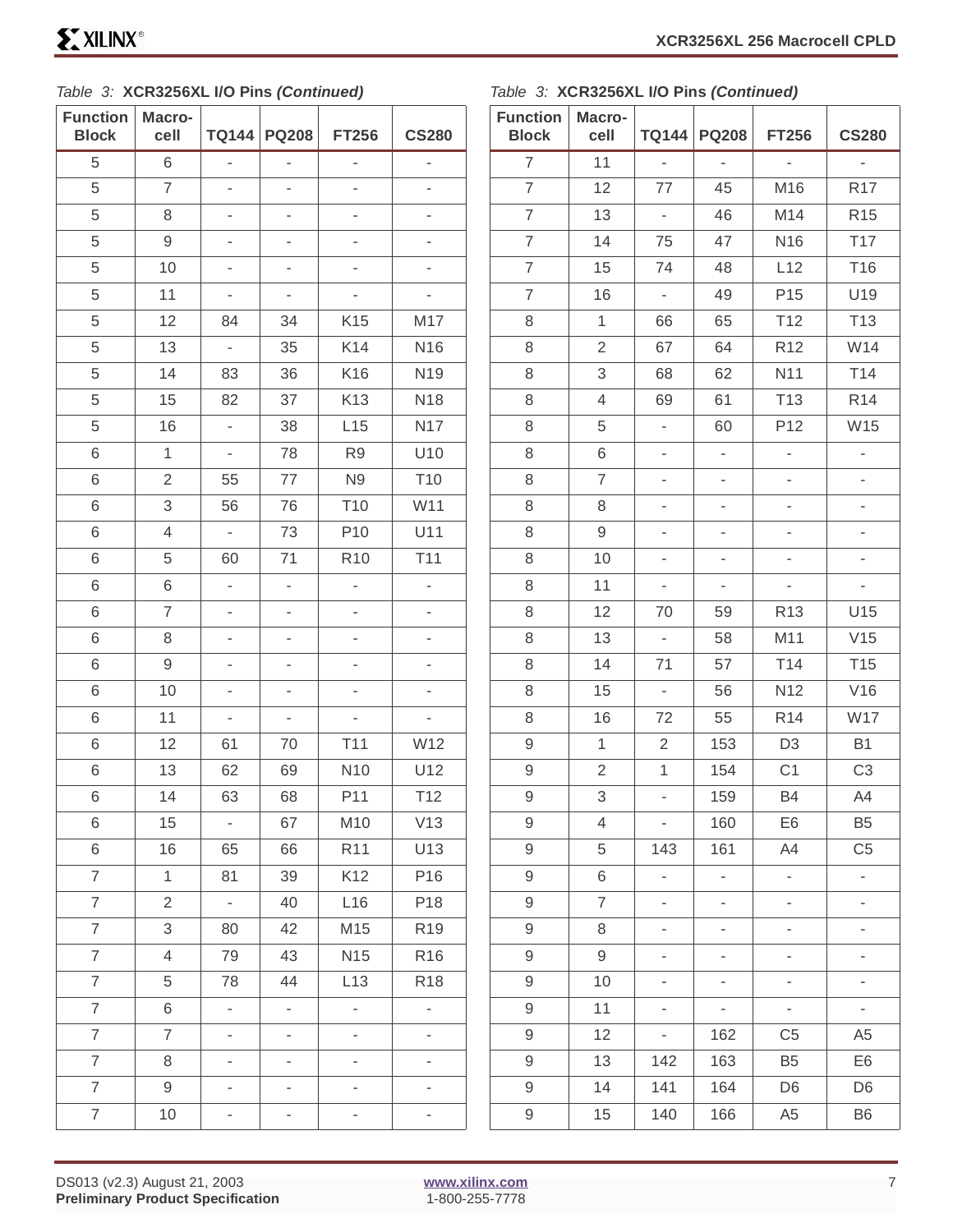*Table 3:* **XCR3256XL I/O Pins *(Continued)***

| Function Block | Macro-cell | TQ144 | PQ208 | FT256 | CS280 |
|---|---|---|---|---|---|
| 5 | 6 | - | - | - | - |
| 5 | 7 | - | - | - | - |
| 5 | 8 | - | - | - | - |
| 5 | 9 | - | - | - | - |
| 5 | 10 | - | - | - | - |
| 5 | 11 | - | - | - | - |
| 5 | 12 | 84 | 34 | K15 | M17 |
| 5 | 13 | - | 35 | K14 | N16 |
| 5 | 14 | 83 | 36 | K16 | N19 |
| 5 | 15 | 82 | 37 | K13 | N18 |
| 5 | 16 | - | 38 | L15 | N17 |
| 6 | 1 | - | 78 | R9 | U10 |
| 6 | 2 | 55 | 77 | N9 | T10 |
| 6 | 3 | 56 | 76 | T10 | W11 |
| 6 | 4 | - | 73 | P10 | U11 |
| 6 | 5 | 60 | 71 | R10 | T11 |
| 6 | 6 | - | - | - | - |
| 6 | 7 | - | - | - | - |
| 6 | 8 | - | - | - | - |
| 6 | 9 | - | - | - | - |
| 6 | 10 | - | - | - | - |
| 6 | 11 | - | - | - | - |
| 6 | 12 | 61 | 70 | T11 | W12 |
| 6 | 13 | 62 | 69 | N10 | U12 |
| 6 | 14 | 63 | 68 | P11 | T12 |
| 6 | 15 | - | 67 | M10 | V13 |
| 6 | 16 | 65 | 66 | R11 | U13 |
| 7 | 1 | 81 | 39 | K12 | P16 |
| 7 | 2 | - | 40 | L16 | P18 |
| 7 | 3 | 80 | 42 | M15 | R19 |
| 7 | 4 | 79 | 43 | N15 | R16 |
| 7 | 5 | 78 | 44 | L13 | R18 |
| 7 | 6 | - | - | - | - |
| 7 | 7 | - | - | - | - |
| 7 | 8 | - | - | - | - |
| 7 | 9 | - | - | - | - |
| 7 | 10 | - | - | - | - |
| 7 | 11 | - | - | - | - |
| 7 | 12 | 77 | 45 | M16 | R17 |
| 7 | 13 | - | 46 | M14 | R15 |
| 7 | 14 | 75 | 47 | N16 | T17 |
| 7 | 15 | 74 | 48 | L12 | T16 |
| 7 | 16 | - | 49 | P15 | U19 |
| 8 | 1 | 66 | 65 | T12 | T13 |
| 8 | 2 | 67 | 64 | R12 | W14 |
| 8 | 3 | 68 | 62 | N11 | T14 |
| 8 | 4 | 69 | 61 | T13 | R14 |
| 8 | 5 | - | 60 | P12 | W15 |
| 8 | 6 | - | - | - | - |
| 8 | 7 | - | - | - | - |
| 8 | 8 | - | - | - | - |
| 8 | 9 | - | - | - | - |
| 8 | 10 | - | - | - | - |
| 8 | 11 | - | - | - | - |
| 8 | 12 | 70 | 59 | R13 | U15 |
| 8 | 13 | - | 58 | M11 | V15 |
| 8 | 14 | 71 | 57 | T14 | T15 |
| 8 | 15 | - | 56 | N12 | V16 |
| 8 | 16 | 72 | 55 | R14 | W17 |
| 9 | 1 | 2 | 153 | D3 | B1 |
| 9 | 2 | 1 | 154 | C1 | C3 |
| 9 | 3 | - | 159 | B4 | A4 |
| 9 | 4 | - | 160 | E6 | B5 |
| 9 | 5 | 143 | 161 | A4 | C5 |
| 9 | 6 | - | - | - | - |
| 9 | 7 | - | - | - | - |
| 9 | 8 | - | - | - | - |
| 9 | 9 | - | - | - | - |
| 9 | 10 | - | - | - | - |
| 9 | 11 | - | - | - | - |
| 9 | 12 | - | 162 | C5 | A5 |
| 9 | 13 | 142 | 163 | B5 | E6 |
| 9 | 14 | 141 | 164 | D6 | D6 |
| 9 | 15 | 140 | 166 | A5 | B6 |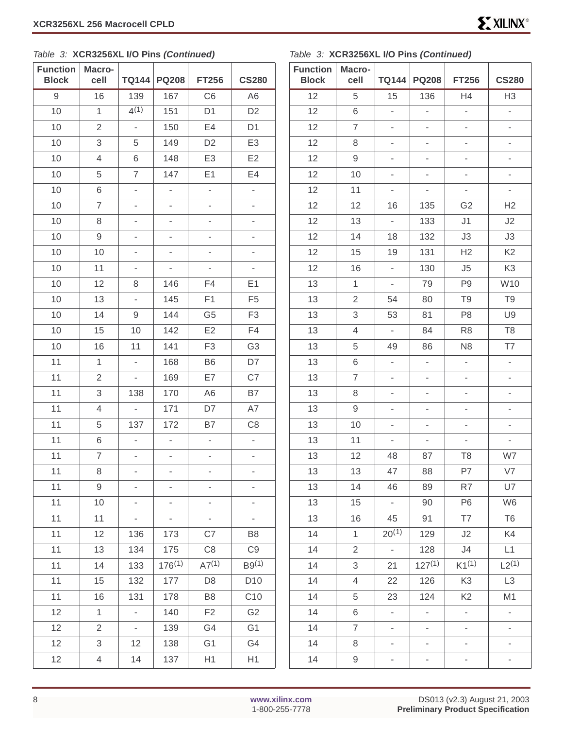Table 3: **XCR3256XL I/O Pins** ***(Continued)***

| Function Block | Macro-cell | TQ144 | PQ208 | FT256 | CS280 |
|---|---|---|---|---|---|
| 9 | 16 | 139 | 167 | C6 | A6 |
| 10 | 1 | 4(1) | 151 | D1 | D2 |
| 10 | 2 | - | 150 | E4 | D1 |
| 10 | 3 | 5 | 149 | D2 | E3 |
| 10 | 4 | 6 | 148 | E3 | E2 |
| 10 | 5 | 7 | 147 | E1 | E4 |
| 10 | 6 | - | - | - | - |
| 10 | 7 | - | - | - | - |
| 10 | 8 | - | - | - | - |
| 10 | 9 | - | - | - | - |
| 10 | 10 | - | - | - | - |
| 10 | 11 | - | - | - | - |
| 10 | 12 | 8 | 146 | F4 | E1 |
| 10 | 13 | - | 145 | F1 | F5 |
| 10 | 14 | 9 | 144 | G5 | F3 |
| 10 | 15 | 10 | 142 | E2 | F4 |
| 10 | 16 | 11 | 141 | F3 | G3 |
| 11 | 1 | - | 168 | B6 | D7 |
| 11 | 2 | - | 169 | E7 | C7 |
| 11 | 3 | 138 | 170 | A6 | B7 |
| 11 | 4 | - | 171 | D7 | A7 |
| 11 | 5 | 137 | 172 | B7 | C8 |
| 11 | 6 | - | - | - | - |
| 11 | 7 | - | - | - | - |
| 11 | 8 | - | - | - | - |
| 11 | 9 | - | - | - | - |
| 11 | 10 | - | - | - | - |
| 11 | 11 | - | - | - | - |
| 11 | 12 | 136 | 173 | C7 | B8 |
| 11 | 13 | 134 | 175 | C8 | C9 |
| 11 | 14 | 133 | 176(1) | A7(1) | B9(1) |
| 11 | 15 | 132 | 177 | D8 | D10 |
| 11 | 16 | 131 | 178 | B8 | C10 |
| 12 | 1 | - | 140 | F2 | G2 |
| 12 | 2 | - | 139 | G4 | G1 |
| 12 | 3 | 12 | 138 | G1 | G4 |
| 12 | 4 | 14 | 137 | H1 | H1 |
| 12 | 5 | 15 | 136 | H4 | H3 |
| 12 | 6 | - | - | - | - |
| 12 | 7 | - | - | - | - |
| 12 | 8 | - | - | - | - |
| 12 | 9 | - | - | - | - |
| 12 | 10 | - | - | - | - |
| 12 | 11 | - | - | - | - |
| 12 | 12 | 16 | 135 | G2 | H2 |
| 12 | 13 | - | 133 | J1 | J2 |
| 12 | 14 | 18 | 132 | J3 | J3 |
| 12 | 15 | 19 | 131 | H2 | K2 |
| 12 | 16 | - | 130 | J5 | K3 |
| 13 | 1 | - | 79 | P9 | W10 |
| 13 | 2 | 54 | 80 | T9 | T9 |
| 13 | 3 | 53 | 81 | P8 | U9 |
| 13 | 4 | - | 84 | R8 | T8 |
| 13 | 5 | 49 | 86 | N8 | T7 |
| 13 | 6 | - | - | - | - |
| 13 | 7 | - | - | - | - |
| 13 | 8 | - | - | - | - |
| 13 | 9 | - | - | - | - |
| 13 | 10 | - | - | - | - |
| 13 | 11 | - | - | - | - |
| 13 | 12 | 48 | 87 | T8 | W7 |
| 13 | 13 | 47 | 88 | P7 | V7 |
| 13 | 14 | 46 | 89 | R7 | U7 |
| 13 | 15 | - | 90 | P6 | W6 |
| 13 | 16 | 45 | 91 | T7 | T6 |
| 14 | 1 | 20(1) | 129 | J2 | K4 |
| 14 | 2 | - | 128 | J4 | L1 |
| 14 | 3 | 21 | 127(1) | K1(1) | L2(1) |
| 14 | 4 | 22 | 126 | K3 | L3 |
| 14 | 5 | 23 | 124 | K2 | M1 |
| 14 | 6 | - | - | - | - |
| 14 | 7 | - | - | - | - |
| 14 | 8 | - | - | - | - |
| 14 | 9 | - | - | - | - |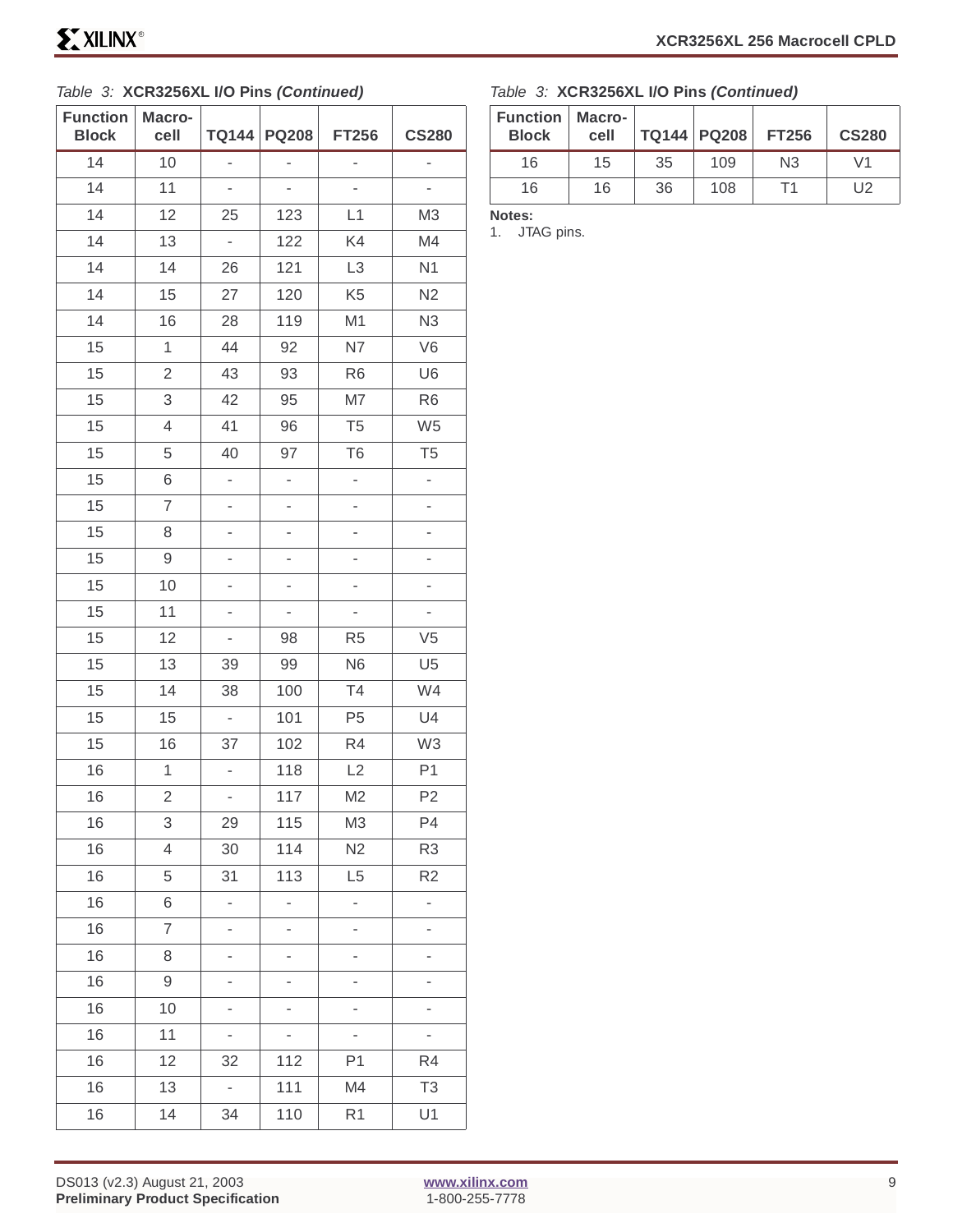*Table 3:* **XCR3256XL I/O Pins *(Continued)***

| Function Block | Macro-cell | TQ144 | PQ208 | FT256 | CS280 |
|---|---|---|---|---|---|
| 14 | 10 | - | - | - | - |
| 14 | 11 | - | - | - | - |
| 14 | 12 | 25 | 123 | L1 | M3 |
| 14 | 13 | - | 122 | K4 | M4 |
| 14 | 14 | 26 | 121 | L3 | N1 |
| 14 | 15 | 27 | 120 | K5 | N2 |
| 14 | 16 | 28 | 119 | M1 | N3 |
| 15 | 1 | 44 | 92 | N7 | V6 |
| 15 | 2 | 43 | 93 | R6 | U6 |
| 15 | 3 | 42 | 95 | M7 | R6 |
| 15 | 4 | 41 | 96 | T5 | W5 |
| 15 | 5 | 40 | 97 | T6 | T5 |
| 15 | 6 | - | - | - | - |
| 15 | 7 | - | - | - | - |
| 15 | 8 | - | - | - | - |
| 15 | 9 | - | - | - | - |
| 15 | 10 | - | - | - | - |
| 15 | 11 | - | - | - | - |
| 15 | 12 | - | 98 | R5 | V5 |
| 15 | 13 | 39 | 99 | N6 | U5 |
| 15 | 14 | 38 | 100 | T4 | W4 |
| 15 | 15 | - | 101 | P5 | U4 |
| 15 | 16 | 37 | 102 | R4 | W3 |
| 16 | 1 | - | 118 | L2 | P1 |
| 16 | 2 | - | 117 | M2 | P2 |
| 16 | 3 | 29 | 115 | M3 | P4 |
| 16 | 4 | 30 | 114 | N2 | R3 |
| 16 | 5 | 31 | 113 | L5 | R2 |
| 16 | 6 | - | - | - | - |
| 16 | 7 | - | - | - | - |
| 16 | 8 | - | - | - | - |
| 16 | 9 | - | - | - | - |
| 16 | 10 | - | - | - | - |
| 16 | 11 | - | - | - | - |
| 16 | 12 | 32 | 112 | P1 | R4 |
| 16 | 13 | - | 111 | M4 | T3 |
| 16 | 14 | 34 | 110 | R1 | U1 |
| 16 | 15 | 35 | 109 | N3 | V1 |
| 16 | 16 | 36 | 108 | T1 | U2 |

**Notes:**

1. JTAG pins.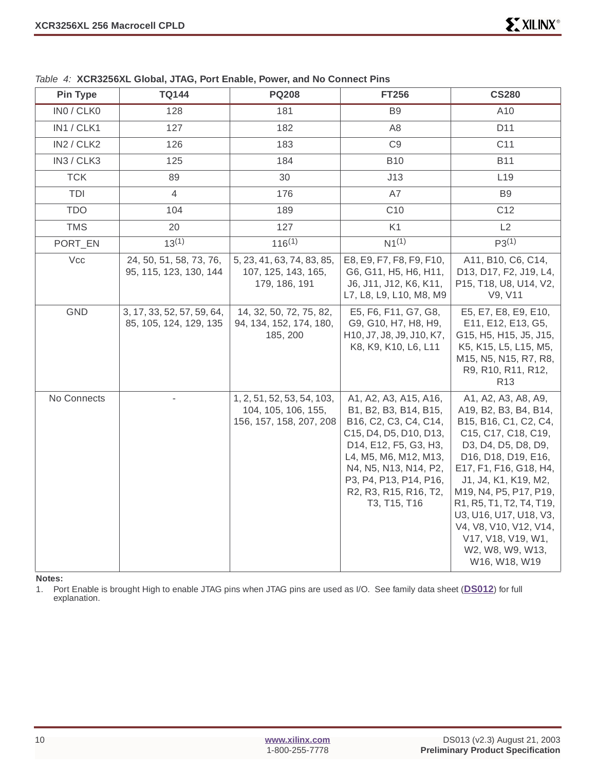*Table 4:* **XCR3256XL Global, JTAG, Port Enable, Power, and No Connect Pins**

| Pin Type | TQ144 | PQ208 | FT256 | CS280 |
|---|---|---|---|---|
| IN0 / CLK0 | 128 | 181 | B9 | A10 |
| IN1 / CLK1 | 127 | 182 | A8 | D11 |
| IN2 / CLK2 | 126 | 183 | C9 | C11 |
| IN3 / CLK3 | 125 | 184 | B10 | B11 |
| TCK | 89 | 30 | J13 | L19 |
| TDI | 4 | 176 | A7 | B9 |
| TDO | 104 | 189 | C10 | C12 |
| TMS | 20 | 127 | K1 | L2 |
| PORT_EN | 13(1) | 116(1) | N1(1) | P3(1) |
| Vcc | 24, 50, 51, 58, 73, 76, 95, 115, 123, 130, 144 | 5, 23, 41, 63, 74, 83, 85, 107, 125, 143, 165, 179, 186, 191 | E8, E9, F7, F8, F9, F10, G6, G11, H5, H6, H11, J6, J11, J12, K6, K11, L7, L8, L9, L10, M8, M9 | A11, B10, C6, C14, D13, D17, F2, J19, L4, P15, T18, U8, U14, V2, V9, V11 |
| GND | 3, 17, 33, 52, 57, 59, 64, 85, 105, 124, 129, 135 | 14, 32, 50, 72, 75, 82, 94, 134, 152, 174, 180, 185, 200 | E5, F6, F11, G7, G8, G9, G10, H7, H8, H9, H10, J7, J8, J9, J10, K7, K8, K9, K10, L6, L11 | E5, E7, E8, E9, E10, E11, E12, E13, G5, G15, H5, H15, J5, J15, K5, K15, L5, L15, M5, M15, N5, N15, R7, R8, R9, R10, R11, R12, R13 |
| No Connects | - | 1, 2, 51, 52, 53, 54, 103, 104, 105, 106, 155, 156, 157, 158, 207, 208 | A1, A2, A3, A15, A16, B1, B2, B3, B14, B15, B16, C2, C3, C4, C14, C15, D4, D5, D10, D13, D14, E12, F5, G3, H3, L4, M5, M6, M12, M13, N4, N5, N13, N14, P2, P3, P4, P13, P14, P16, R2, R3, R15, R16, T2, T3, T15, T16 | A1, A2, A3, A8, A9, A19, B2, B3, B4, B14, B15, B16, C1, C2, C4, C15, C17, C18, C19, D3, D4, D5, D8, D9, D16, D18, D19, E16, E17, F1, F16, G18, H4, J1, J4, K1, K19, M2, M19, N4, P5, P17, P19, R1, R5, T1, T2, T4, T19, U3, U16, U17, U18, V3, V4, V8, V10, V12, V14, V17, V18, V19, W1, W2, W8, W9, W13, W16, W18, W19 |

**Notes:**

1. Port Enable is brought High to enable JTAG pins when JTAG pins are used as I/O. See family data sheet (**DS012**) for full explanation.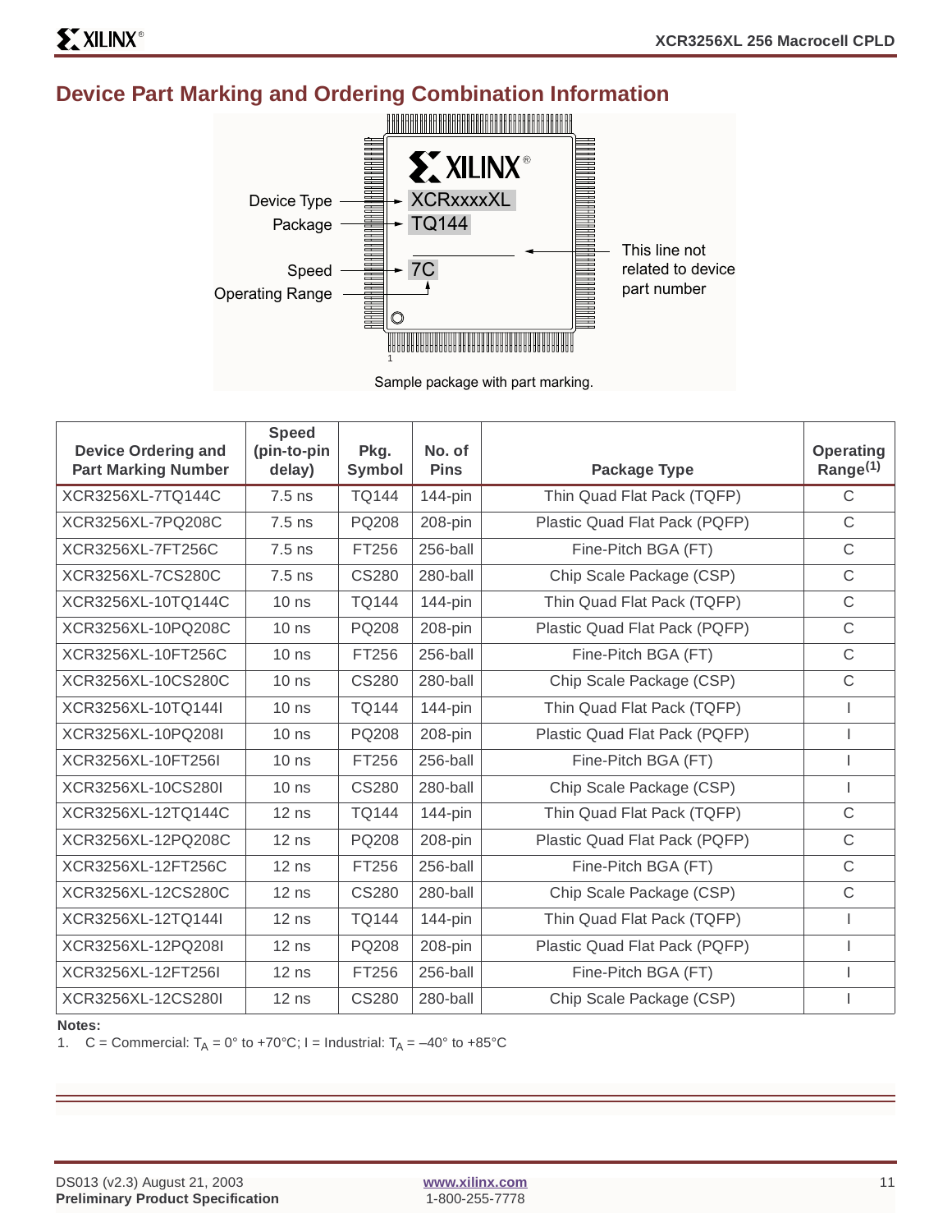## Device Part Marking and Ordering Combination Information

Sample package with part marking.

| Device Ordering and Part Marking Number | Speed (pin-to-pin delay) | Pkg. Symbol | No. of Pins | Package Type | Operating Range[(1)] |
|---|---|---|---|---|---|
| XCR3256XL-7TQ144C | 7.5 ns | TQ144 | 144-pin | Thin Quad Flat Pack (TQFP) | C |
| XCR3256XL-7PQ208C | 7.5 ns | PQ208 | 208-pin | Plastic Quad Flat Pack (PQFP) | C |
| XCR3256XL-7FT256C | 7.5 ns | FT256 | 256-ball | Fine-Pitch BGA (FT) | C |
| XCR3256XL-7CS280C | 7.5 ns | CS280 | 280-ball | Chip Scale Package (CSP) | C |
| XCR3256XL-10TQ144C | 10 ns | TQ144 | 144-pin | Thin Quad Flat Pack (TQFP) | C |
| XCR3256XL-10PQ208C | 10 ns | PQ208 | 208-pin | Plastic Quad Flat Pack (PQFP) | C |
| XCR3256XL-10FT256C | 10 ns | FT256 | 256-ball | Fine-Pitch BGA (FT) | C |
| XCR3256XL-10CS280C | 10 ns | CS280 | 280-ball | Chip Scale Package (CSP) | C |
| XCR3256XL-10TQ144I | 10 ns | TQ144 | 144-pin | Thin Quad Flat Pack (TQFP) | I |
| XCR3256XL-10PQ208I | 10 ns | PQ208 | 208-pin | Plastic Quad Flat Pack (PQFP) | I |
| XCR3256XL-10FT256I | 10 ns | FT256 | 256-ball | Fine-Pitch BGA (FT) | I |
| XCR3256XL-10CS280I | 10 ns | CS280 | 280-ball | Chip Scale Package (CSP) | I |
| XCR3256XL-12TQ144C | 12 ns | TQ144 | 144-pin | Thin Quad Flat Pack (TQFP) | C |
| XCR3256XL-12PQ208C | 12 ns | PQ208 | 208-pin | Plastic Quad Flat Pack (PQFP) | C |
| XCR3256XL-12FT256C | 12 ns | FT256 | 256-ball | Fine-Pitch BGA (FT) | C |
| XCR3256XL-12CS280C | 12 ns | CS280 | 280-ball | Chip Scale Package (CSP) | C |
| XCR3256XL-12TQ144I | 12 ns | TQ144 | 144-pin | Thin Quad Flat Pack (TQFP) | I |
| XCR3256XL-12PQ208I | 12 ns | PQ208 | 208-pin | Plastic Quad Flat Pack (PQFP) | I |
| XCR3256XL-12FT256I | 12 ns | FT256 | 256-ball | Fine-Pitch BGA (FT) | I |
| XCR3256XL-12CS280I | 12 ns | CS280 | 280-ball | Chip Scale Package (CSP) | I |

**Notes:**

1. C = Commercial: $T_A$ = 0° to +70°C; I = Industrial: $T_A$ = –40° to +85°C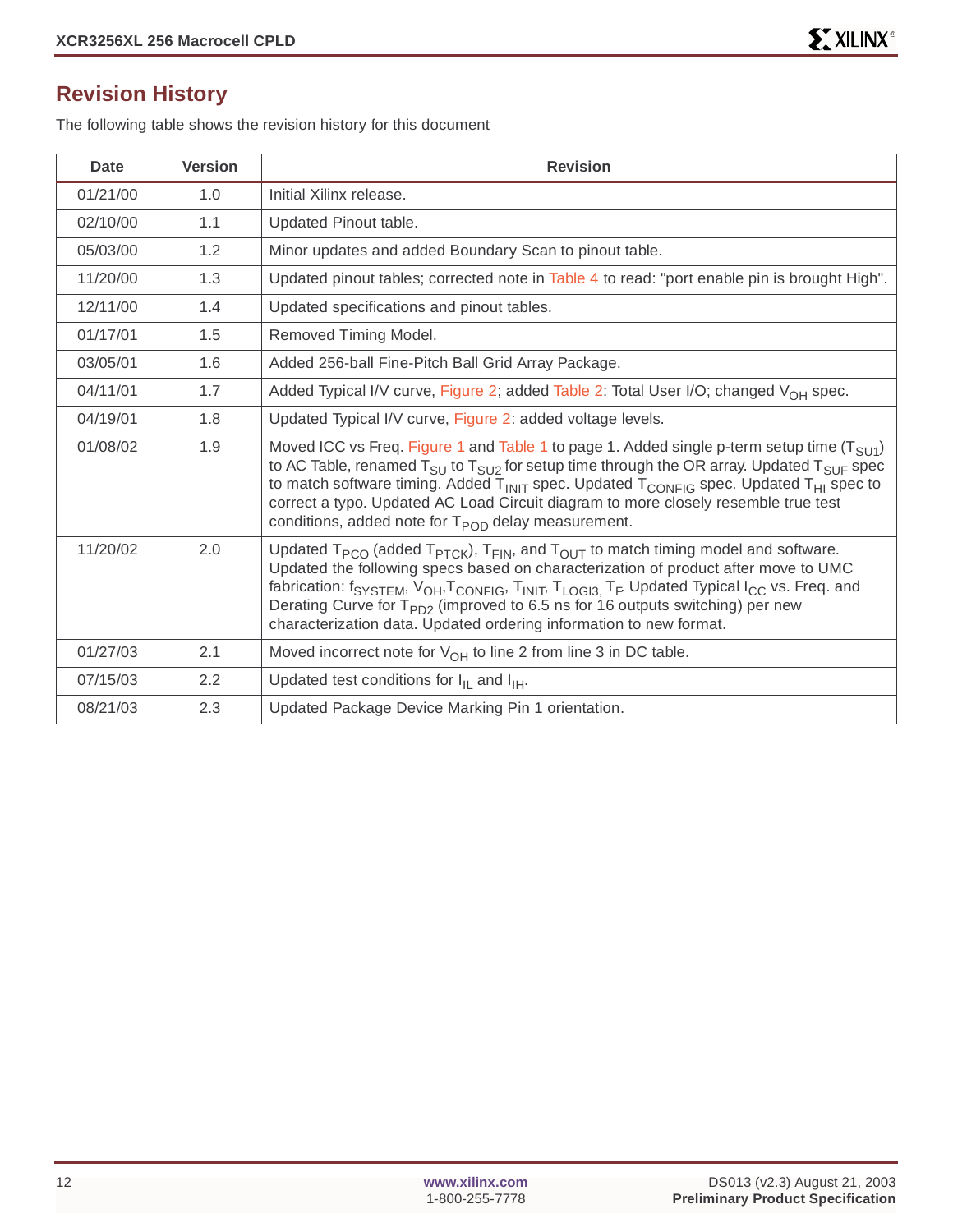## Revision History

The following table shows the revision history for this document

| Date | Version | Revision |
|---|---|---|
| 01/21/00 | 1.0 | Initial Xilinx release. |
| 02/10/00 | 1.1 | Updated Pinout table. |
| 05/03/00 | 1.2 | Minor updates and added Boundary Scan to pinout table. |
| 11/20/00 | 1.3 | Updated pinout tables; corrected note in Table 4 to read: "port enable pin is brought High". |
| 12/11/00 | 1.4 | Updated specifications and pinout tables. |
| 01/17/01 | 1.5 | Removed Timing Model. |
| 03/05/01 | 1.6 | Added 256-ball Fine-Pitch Ball Grid Array Package. |
| 04/11/01 | 1.7 | Added Typical I/V curve, Figure 2; added Table 2: Total User I/O; changed $V_{OH}$ spec. |
| 04/19/01 | 1.8 | Updated Typical I/V curve, Figure 2: added voltage levels. |
| 01/08/02 | 1.9 | Moved ICC vs Freq. Figure 1 and Table 1 to page 1. Added single p-term setup time ($T_{SU1}$) to AC Table, renamed $T_{SU}$ to $T_{SU2}$ for setup time through the OR array. Updated $T_{SUF}$ spec to match software timing. Added $T_{INIT}$ spec. Updated $T_{CONFIG}$ spec. Updated $T_{HI}$ spec to correct a typo. Updated AC Load Circuit diagram to more closely resemble true test conditions, added note for $T_{POD}$ delay measurement. |
| 11/20/02 | 2.0 | Updated $T_{PCO}$ (added $T_{PTCK}$), $T_{FIN}$, and $T_{OUT}$ to match timing model and software. Updated the following specs based on characterization of product after move to UMC fabrication: $f_{SYSTEM}$, $V_{OH}$, $T_{CONFIG}$, $T_{INIT}$, $T_{LOGI3}$, $T_F$. Updated Typical $I_{CC}$ vs. Freq. and Derating Curve for $T_{PD2}$ (improved to 6.5 ns for 16 outputs switching) per new characterization data. Updated ordering information to new format. |
| 01/27/03 | 2.1 | Moved incorrect note for $V_{OH}$ to line 2 from line 3 in DC table. |
| 07/15/03 | 2.2 | Updated test conditions for $I_{IL}$ and $I_{IH}$. |
| 08/21/03 | 2.3 | Updated Package Device Marking Pin 1 orientation. |